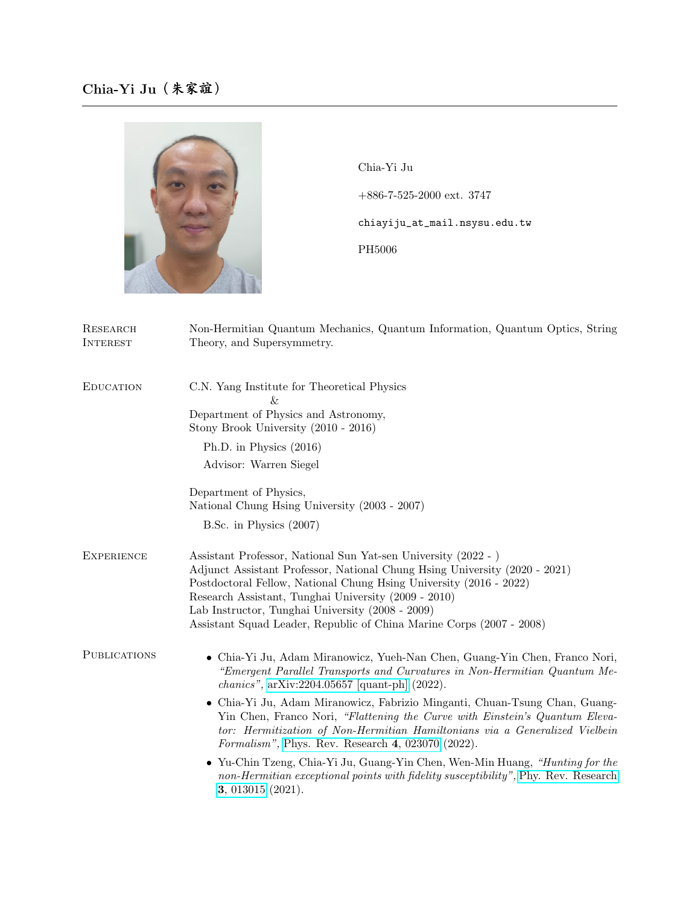# Chia-Yi Ju（朱家誼）

Chia-Yi Ju

+886-7-525-2000 ext. 3747

chiayiju_at_mail.nsysu.edu.tw

PH5006

## Research Interest

Non-Hermitian Quantum Mechanics, Quantum Information, Quantum Optics, String Theory, and Supersymmetry.

## Education

C.N. Yang Institute for Theoretical Physics
&
Department of Physics and Astronomy,
Stony Brook University (2010 - 2016)

Ph.D. in Physics (2016)

Advisor: Warren Siegel

Department of Physics,
National Chung Hsing University (2003 - 2007)

B.Sc. in Physics (2007)

## Experience

Assistant Professor, National Sun Yat-sen University (2022 - )
Adjunct Assistant Professor, National Chung Hsing University (2020 - 2021)
Postdoctoral Fellow, National Chung Hsing University (2016 - 2022)
Research Assistant, Tunghai University (2009 - 2010)
Lab Instructor, Tunghai University (2008 - 2009)
Assistant Squad Leader, Republic of China Marine Corps (2007 - 2008)

## Publications

- Chia-Yi Ju, Adam Miranowicz, Yueh-Nan Chen, Guang-Yin Chen, Franco Nori, *"Emergent Parallel Transports and Curvatures in Non-Hermitian Quantum Mechanics"*, arXiv:2204.05657 [quant-ph] (2022).
- Chia-Yi Ju, Adam Miranowicz, Fabrizio Minganti, Chuan-Tsung Chan, Guang-Yin Chen, Franco Nori, *"Flattening the Curve with Einstein's Quantum Elevator: Hermitization of Non-Hermitian Hamiltonians via a Generalized Vielbein Formalism"*, Phys. Rev. Research **4**, 023070 (2022).
- Yu-Chin Tzeng, Chia-Yi Ju, Guang-Yin Chen, Wen-Min Huang, *"Hunting for the non-Hermitian exceptional points with fidelity susceptibility"*, Phy. Rev. Research **3**, 013015 (2021).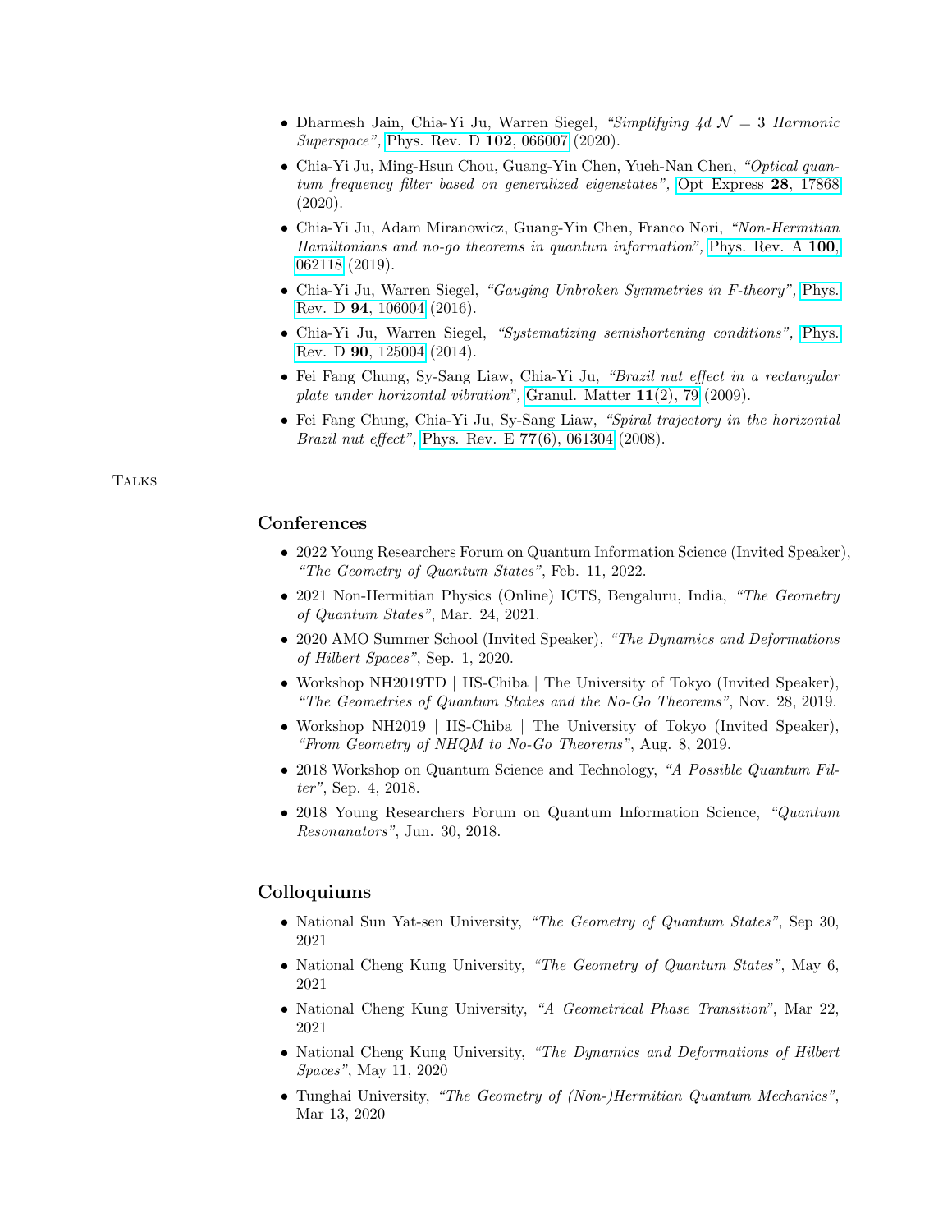- Dharmesh Jain, Chia-Yi Ju, Warren Siegel, *"Simplifying 4d $\mathcal{N} = 3$ Harmonic Superspace"*, Phys. Rev. D **102**, 066007 (2020).
- Chia-Yi Ju, Ming-Hsun Chou, Guang-Yin Chen, Yueh-Nan Chen, *"Optical quantum frequency filter based on generalized eigenstates"*, Opt Express **28**, 17868 (2020).
- Chia-Yi Ju, Adam Miranowicz, Guang-Yin Chen, Franco Nori, *"Non-Hermitian Hamiltonians and no-go theorems in quantum information"*, Phys. Rev. A **100**, 062118 (2019).
- Chia-Yi Ju, Warren Siegel, *"Gauging Unbroken Symmetries in F-theory"*, Phys. Rev. D **94**, 106004 (2016).
- Chia-Yi Ju, Warren Siegel, *"Systematizing semishortening conditions"*, Phys. Rev. D **90**, 125004 (2014).
- Fei Fang Chung, Sy-Sang Liaw, Chia-Yi Ju, *"Brazil nut effect in a rectangular plate under horizontal vibration"*, Granul. Matter **11**(2), 79 (2009).
- Fei Fang Chung, Chia-Yi Ju, Sy-Sang Liaw, *"Spiral trajectory in the horizontal Brazil nut effect"*, Phys. Rev. E **77**(6), 061304 (2008).

# Talks

## Conferences

- 2022 Young Researchers Forum on Quantum Information Science (Invited Speaker), *"The Geometry of Quantum States"*, Feb. 11, 2022.
- 2021 Non-Hermitian Physics (Online) ICTS, Bengaluru, India, *"The Geometry of Quantum States"*, Mar. 24, 2021.
- 2020 AMO Summer School (Invited Speaker), *"The Dynamics and Deformations of Hilbert Spaces"*, Sep. 1, 2020.
- Workshop NH2019TD | IIS-Chiba | The University of Tokyo (Invited Speaker), *"The Geometries of Quantum States and the No-Go Theorems"*, Nov. 28, 2019.
- Workshop NH2019 | IIS-Chiba | The University of Tokyo (Invited Speaker), *"From Geometry of NHQM to No-Go Theorems"*, Aug. 8, 2019.
- 2018 Workshop on Quantum Science and Technology, *"A Possible Quantum Filter"*, Sep. 4, 2018.
- 2018 Young Researchers Forum on Quantum Information Science, *"Quantum Resonanators"*, Jun. 30, 2018.

## Colloquiums

- National Sun Yat-sen University, *"The Geometry of Quantum States"*, Sep 30, 2021
- National Cheng Kung University, *"The Geometry of Quantum States"*, May 6, 2021
- National Cheng Kung University, *"A Geometrical Phase Transition"*, Mar 22, 2021
- National Cheng Kung University, *"The Dynamics and Deformations of Hilbert Spaces"*, May 11, 2020
- Tunghai University, *"The Geometry of (Non-)Hermitian Quantum Mechanics"*, Mar 13, 2020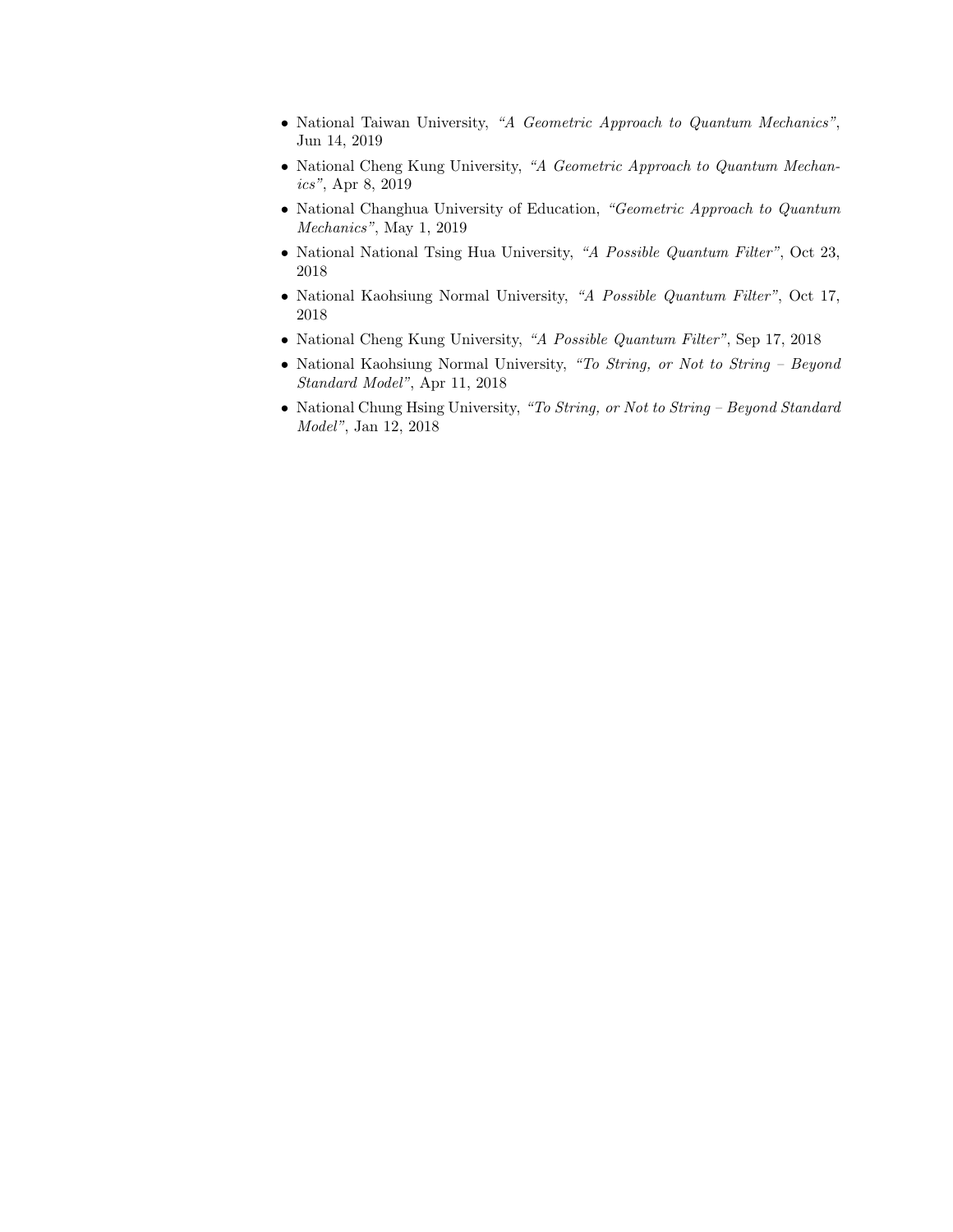- National Taiwan University, *"A Geometric Approach to Quantum Mechanics"*, Jun 14, 2019
- National Cheng Kung University, *"A Geometric Approach to Quantum Mechanics"*, Apr 8, 2019
- National Changhua University of Education, *"Geometric Approach to Quantum Mechanics"*, May 1, 2019
- National National Tsing Hua University, *"A Possible Quantum Filter"*, Oct 23, 2018
- National Kaohsiung Normal University, *"A Possible Quantum Filter"*, Oct 17, 2018
- National Cheng Kung University, *"A Possible Quantum Filter"*, Sep 17, 2018
- National Kaohsiung Normal University, *"To String, or Not to String – Beyond Standard Model"*, Apr 11, 2018
- National Chung Hsing University, *"To String, or Not to String – Beyond Standard Model"*, Jan 12, 2018